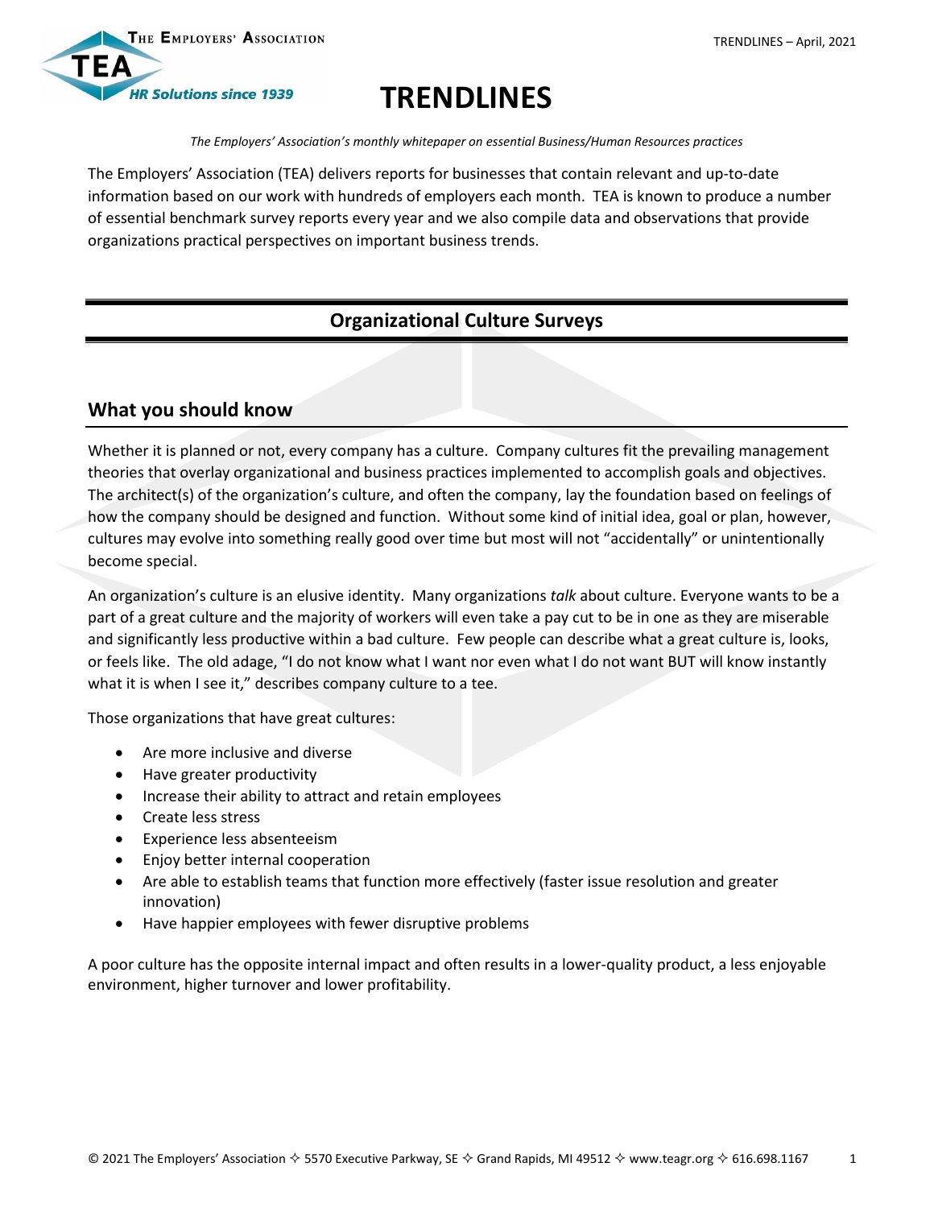# TRENDLINES

*The Employers' Association's monthly whitepaper on essential Business/Human Resources practices*

The Employers' Association (TEA) delivers reports for businesses that contain relevant and up-to-date information based on our work with hundreds of employers each month. TEA is known to produce a number of essential benchmark survey reports every year and we also compile data and observations that provide organizations practical perspectives on important business trends.

## Organizational Culture Surveys

### What you should know

Whether it is planned or not, every company has a culture. Company cultures fit the prevailing management theories that overlay organizational and business practices implemented to accomplish goals and objectives. The architect(s) of the organization's culture, and often the company, lay the foundation based on feelings of how the company should be designed and function. Without some kind of initial idea, goal or plan, however, cultures may evolve into something really good over time but most will not "accidentally" or unintentionally become special.

An organization's culture is an elusive identity. Many organizations *talk* about culture. Everyone wants to be a part of a great culture and the majority of workers will even take a pay cut to be in one as they are miserable and significantly less productive within a bad culture. Few people can describe what a great culture is, looks, or feels like. The old adage, "I do not know what I want nor even what I do not want BUT will know instantly what it is when I see it," describes company culture to a tee.

Those organizations that have great cultures:

- Are more inclusive and diverse
- Have greater productivity
- Increase their ability to attract and retain employees
- Create less stress
- Experience less absenteeism
- Enjoy better internal cooperation
- Are able to establish teams that function more effectively (faster issue resolution and greater innovation)
- Have happier employees with fewer disruptive problems

A poor culture has the opposite internal impact and often results in a lower-quality product, a less enjoyable environment, higher turnover and lower profitability.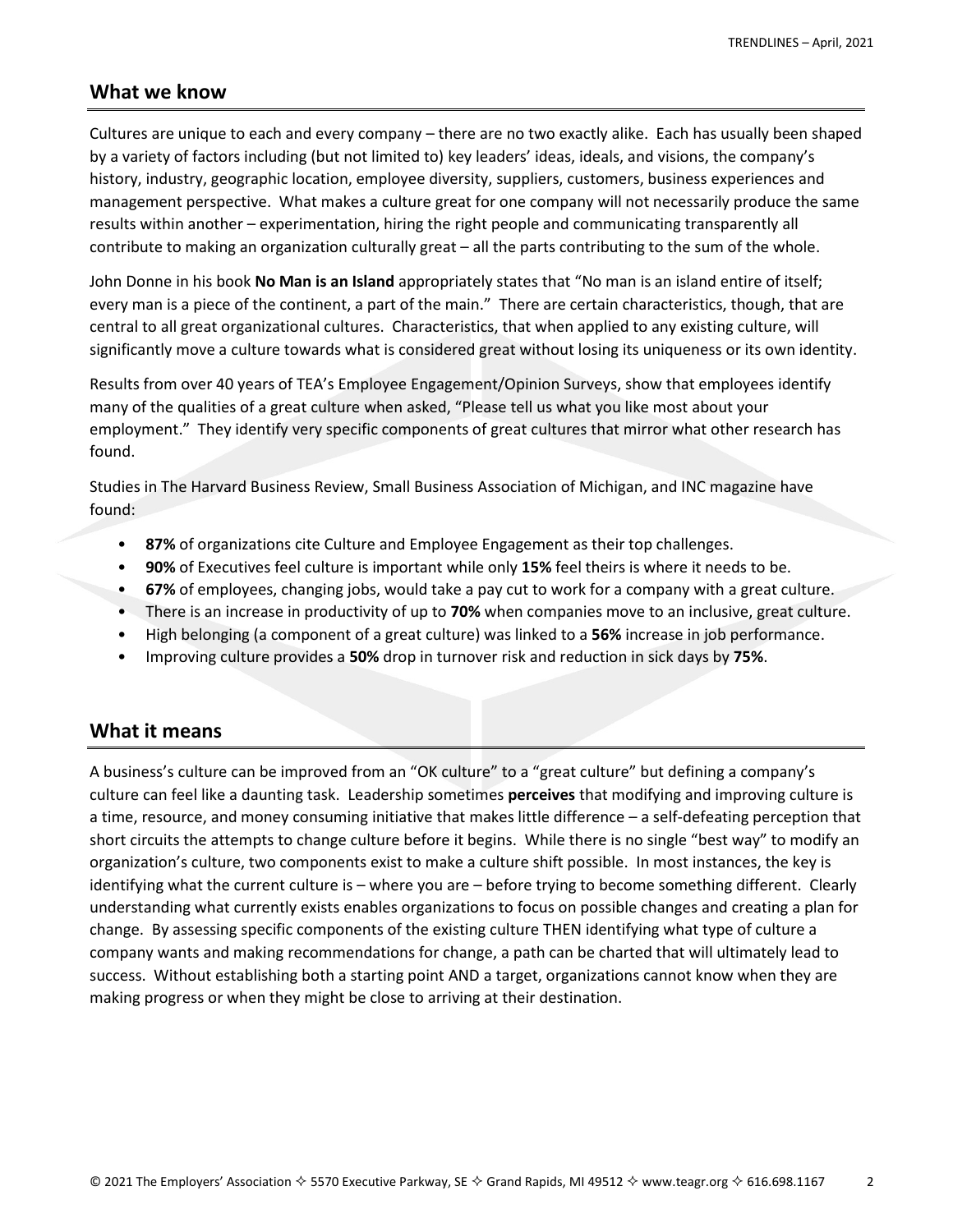## What we know

Cultures are unique to each and every company – there are no two exactly alike. Each has usually been shaped by a variety of factors including (but not limited to) key leaders' ideas, ideals, and visions, the company's history, industry, geographic location, employee diversity, suppliers, customers, business experiences and management perspective. What makes a culture great for one company will not necessarily produce the same results within another – experimentation, hiring the right people and communicating transparently all contribute to making an organization culturally great – all the parts contributing to the sum of the whole.

John Donne in his book **No Man is an Island** appropriately states that "No man is an island entire of itself; every man is a piece of the continent, a part of the main." There are certain characteristics, though, that are central to all great organizational cultures. Characteristics, that when applied to any existing culture, will significantly move a culture towards what is considered great without losing its uniqueness or its own identity.

Results from over 40 years of TEA's Employee Engagement/Opinion Surveys, show that employees identify many of the qualities of a great culture when asked, "Please tell us what you like most about your employment." They identify very specific components of great cultures that mirror what other research has found.

Studies in The Harvard Business Review, Small Business Association of Michigan, and INC magazine have found:

- **87%** of organizations cite Culture and Employee Engagement as their top challenges.
- **90%** of Executives feel culture is important while only **15%** feel theirs is where it needs to be.
- **67%** of employees, changing jobs, would take a pay cut to work for a company with a great culture.
- There is an increase in productivity of up to **70%** when companies move to an inclusive, great culture.
- High belonging (a component of a great culture) was linked to a **56%** increase in job performance.
- Improving culture provides a **50%** drop in turnover risk and reduction in sick days by **75%**.

## What it means

A business's culture can be improved from an "OK culture" to a "great culture" but defining a company's culture can feel like a daunting task. Leadership sometimes **perceives** that modifying and improving culture is a time, resource, and money consuming initiative that makes little difference – a self-defeating perception that short circuits the attempts to change culture before it begins. While there is no single "best way" to modify an organization's culture, two components exist to make a culture shift possible. In most instances, the key is identifying what the current culture is – where you are – before trying to become something different. Clearly understanding what currently exists enables organizations to focus on possible changes and creating a plan for change. By assessing specific components of the existing culture THEN identifying what type of culture a company wants and making recommendations for change, a path can be charted that will ultimately lead to success. Without establishing both a starting point AND a target, organizations cannot know when they are making progress or when they might be close to arriving at their destination.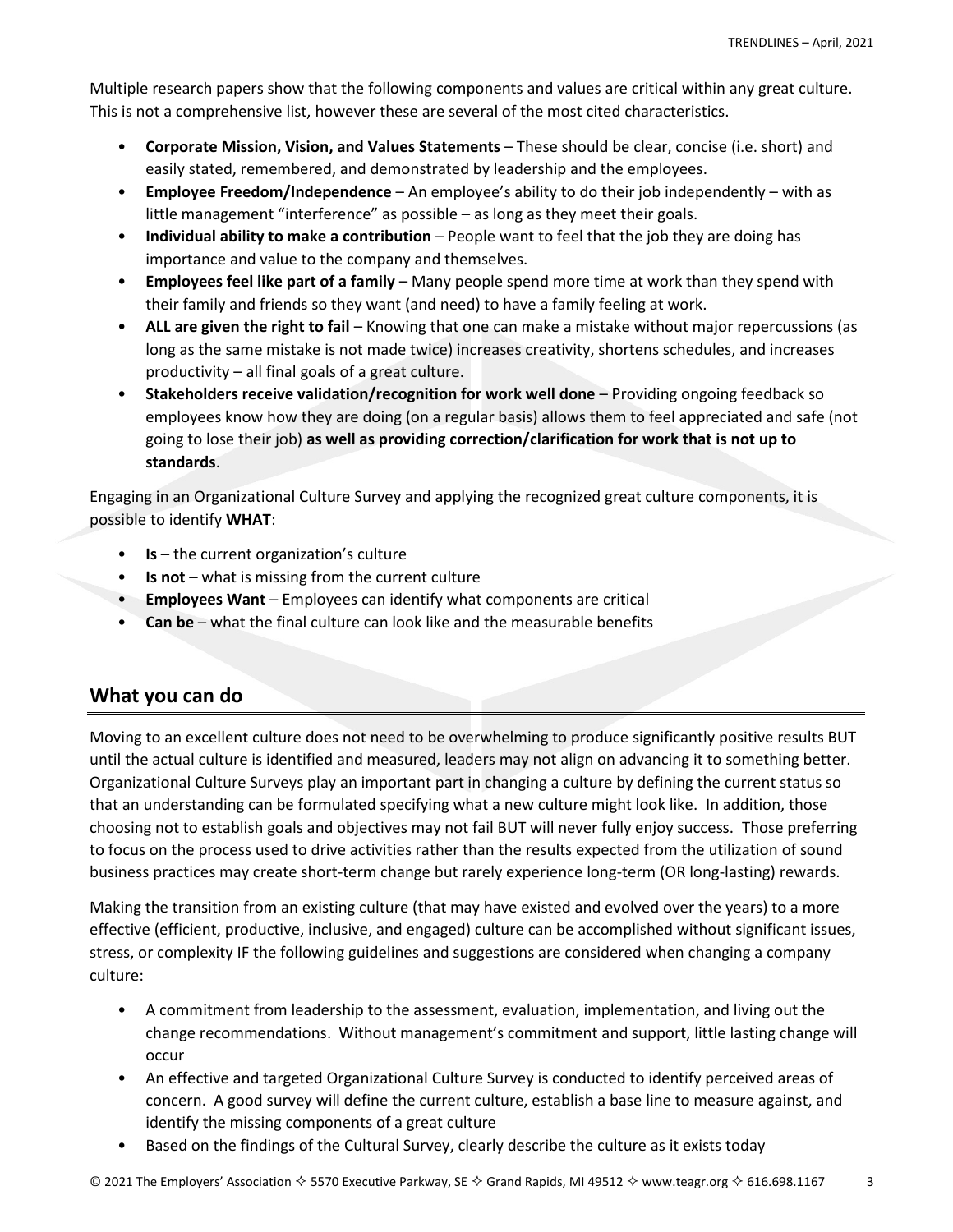Multiple research papers show that the following components and values are critical within any great culture. This is not a comprehensive list, however these are several of the most cited characteristics.

- **Corporate Mission, Vision, and Values Statements** – These should be clear, concise (i.e. short) and easily stated, remembered, and demonstrated by leadership and the employees.
- **Employee Freedom/Independence** – An employee's ability to do their job independently – with as little management "interference" as possible – as long as they meet their goals.
- **Individual ability to make a contribution** – People want to feel that the job they are doing has importance and value to the company and themselves.
- **Employees feel like part of a family** – Many people spend more time at work than they spend with their family and friends so they want (and need) to have a family feeling at work.
- **ALL are given the right to fail** – Knowing that one can make a mistake without major repercussions (as long as the same mistake is not made twice) increases creativity, shortens schedules, and increases productivity – all final goals of a great culture.
- **Stakeholders receive validation/recognition for work well done** – Providing ongoing feedback so employees know how they are doing (on a regular basis) allows them to feel appreciated and safe (not going to lose their job) **as well as providing correction/clarification for work that is not up to standards**.

Engaging in an Organizational Culture Survey and applying the recognized great culture components, it is possible to identify **WHAT**:

- **Is** – the current organization's culture
- **Is not** – what is missing from the current culture
- **Employees Want** – Employees can identify what components are critical
- **Can be** – what the final culture can look like and the measurable benefits

## What you can do

Moving to an excellent culture does not need to be overwhelming to produce significantly positive results BUT until the actual culture is identified and measured, leaders may not align on advancing it to something better. Organizational Culture Surveys play an important part in changing a culture by defining the current status so that an understanding can be formulated specifying what a new culture might look like. In addition, those choosing not to establish goals and objectives may not fail BUT will never fully enjoy success. Those preferring to focus on the process used to drive activities rather than the results expected from the utilization of sound business practices may create short-term change but rarely experience long-term (OR long-lasting) rewards.

Making the transition from an existing culture (that may have existed and evolved over the years) to a more effective (efficient, productive, inclusive, and engaged) culture can be accomplished without significant issues, stress, or complexity IF the following guidelines and suggestions are considered when changing a company culture:

- A commitment from leadership to the assessment, evaluation, implementation, and living out the change recommendations. Without management's commitment and support, little lasting change will occur
- An effective and targeted Organizational Culture Survey is conducted to identify perceived areas of concern. A good survey will define the current culture, establish a base line to measure against, and identify the missing components of a great culture
- Based on the findings of the Cultural Survey, clearly describe the culture as it exists today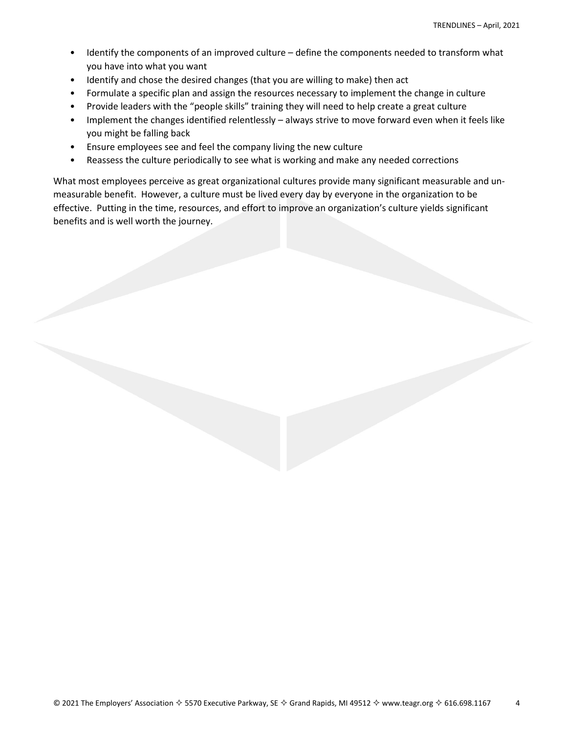- Identify the components of an improved culture – define the components needed to transform what you have into what you want
- Identify and chose the desired changes (that you are willing to make) then act
- Formulate a specific plan and assign the resources necessary to implement the change in culture
- Provide leaders with the "people skills" training they will need to help create a great culture
- Implement the changes identified relentlessly – always strive to move forward even when it feels like you might be falling back
- Ensure employees see and feel the company living the new culture
- Reassess the culture periodically to see what is working and make any needed corrections

What most employees perceive as great organizational cultures provide many significant measurable and un-measurable benefit. However, a culture must be lived every day by everyone in the organization to be effective. Putting in the time, resources, and effort to improve an organization's culture yields significant benefits and is well worth the journey.